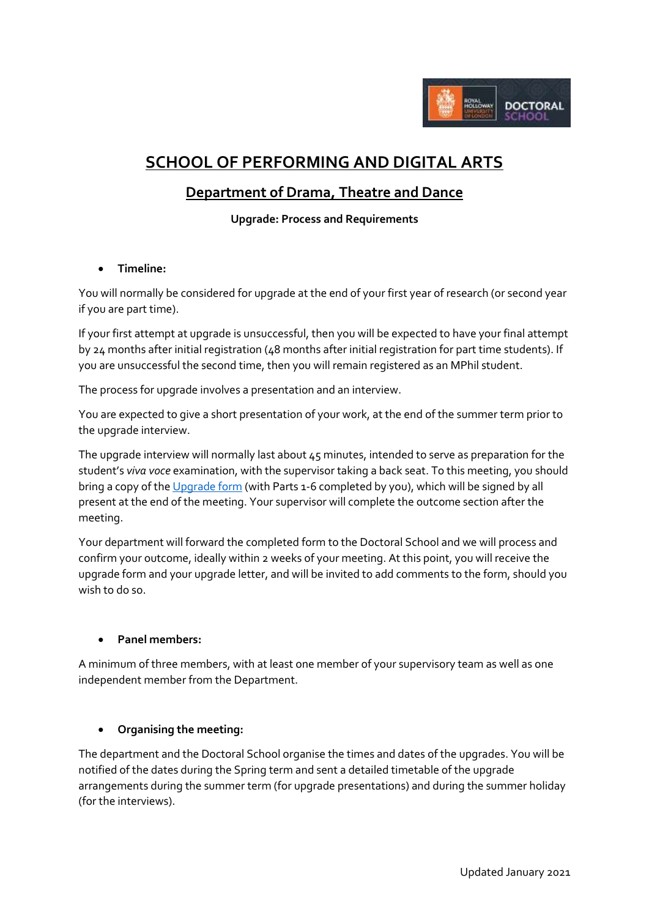# SCHOOL OF PERFORMING AND DIGITAL ARTS

## Department of Drama, Theatre and Dance

**Upgrade: Process and Requirements**

- **Timeline:**

You will normally be considered for upgrade at the end of your first year of research (or second year if you are part time).

If your first attempt at upgrade is unsuccessful, then you will be expected to have your final attempt by 24 months after initial registration (48 months after initial registration for part time students). If you are unsuccessful the second time, then you will remain registered as an MPhil student.

The process for upgrade involves a presentation and an interview.

You are expected to give a short presentation of your work, at the end of the summer term prior to the upgrade interview.

The upgrade interview will normally last about 45 minutes, intended to serve as preparation for the student's *viva voce* examination, with the supervisor taking a back seat. To this meeting, you should bring a copy of the Upgrade form (with Parts 1-6 completed by you), which will be signed by all present at the end of the meeting. Your supervisor will complete the outcome section after the meeting.

Your department will forward the completed form to the Doctoral School and we will process and confirm your outcome, ideally within 2 weeks of your meeting. At this point, you will receive the upgrade form and your upgrade letter, and will be invited to add comments to the form, should you wish to do so.

- **Panel members:**

A minimum of three members, with at least one member of your supervisory team as well as one independent member from the Department.

- **Organising the meeting:**

The department and the Doctoral School organise the times and dates of the upgrades. You will be notified of the dates during the Spring term and sent a detailed timetable of the upgrade arrangements during the summer term (for upgrade presentations) and during the summer holiday (for the interviews).

Updated January 2021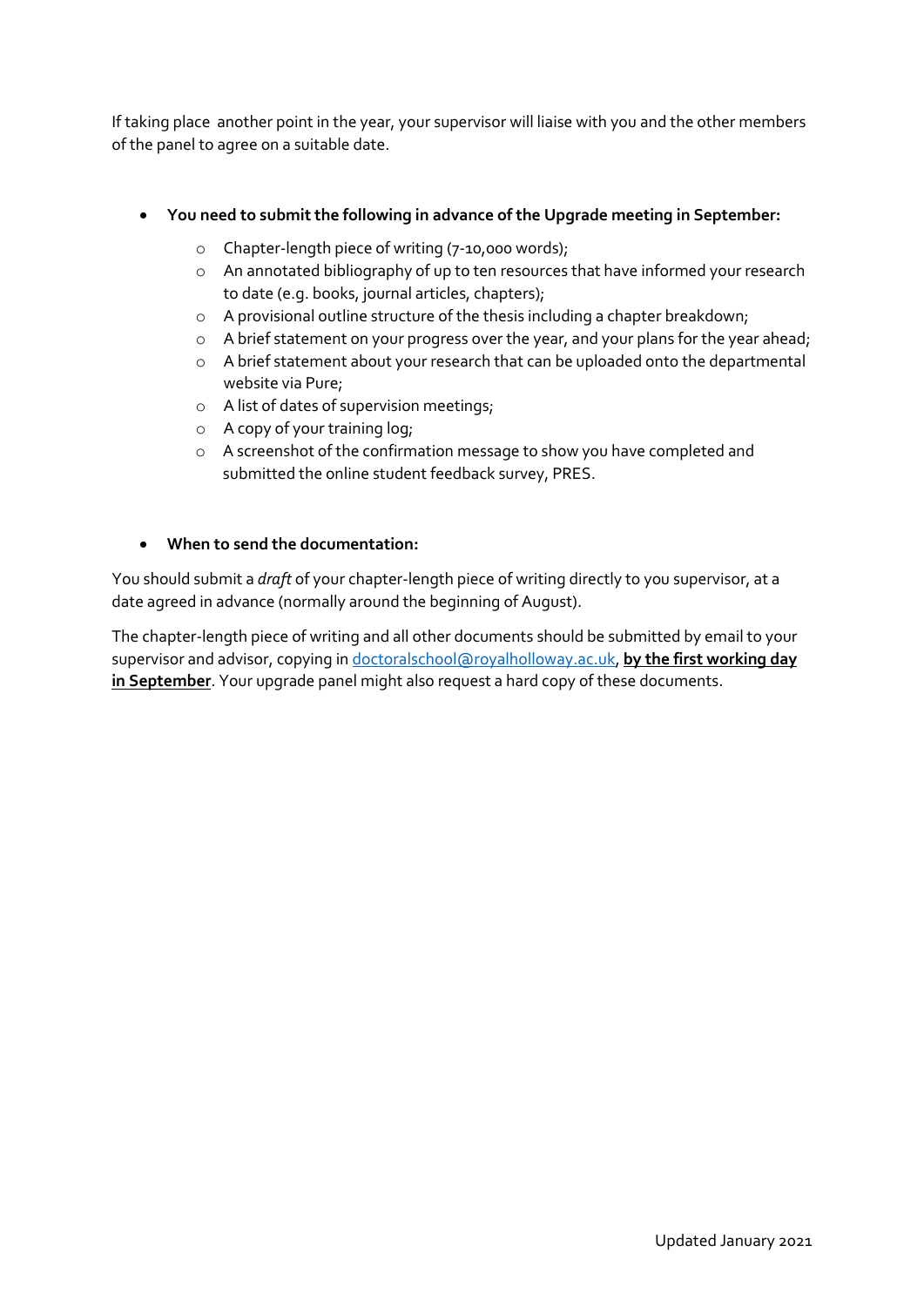If taking place  another point in the year, your supervisor will liaise with you and the other members of the panel to agree on a suitable date.

- **You need to submit the following in advance of the Upgrade meeting in September:**
    - Chapter-length piece of writing (7-10,000 words);
    - An annotated bibliography of up to ten resources that have informed your research to date (e.g. books, journal articles, chapters);
    - A provisional outline structure of the thesis including a chapter breakdown;
    - A brief statement on your progress over the year, and your plans for the year ahead;
    - A brief statement about your research that can be uploaded onto the departmental website via Pure;
    - A list of dates of supervision meetings;
    - A copy of your training log;
    - A screenshot of the confirmation message to show you have completed and submitted the online student feedback survey, PRES.

- **When to send the documentation:**

You should submit a *draft* of your chapter-length piece of writing directly to you supervisor, at a date agreed in advance (normally around the beginning of August).

The chapter-length piece of writing and all other documents should be submitted by email to your supervisor and advisor, copying in doctoralschool@royalholloway.ac.uk, **by the first working day in September**. Your upgrade panel might also request a hard copy of these documents.

Updated January 2021